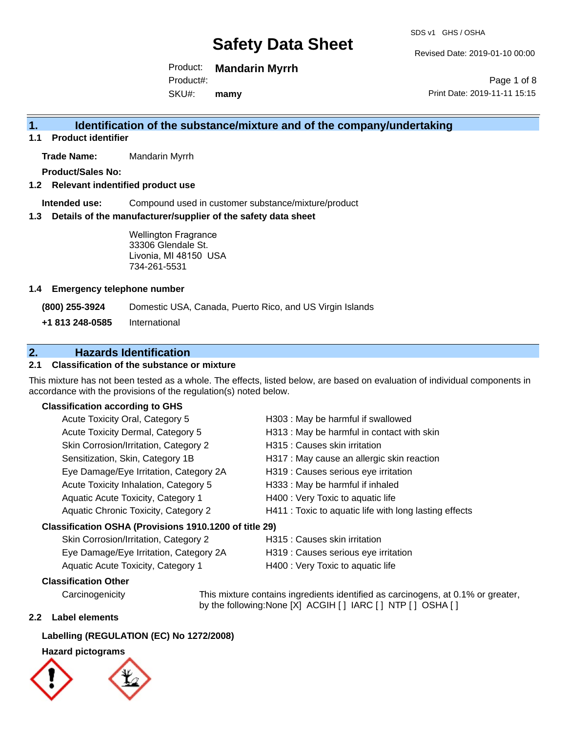# Safety Data Sheet

SDS v1 GHS / OSHA

Revised Date: 2019-01-10 00:00

Product: **Mandarin Myrrh**
Product#:
SKU#: **mamy**

Print Date: 2019-11-11 15:15

## 1. Identification of the substance/mixture and of the company/undertaking

### 1.1 Product identifier

**Trade Name:** Mandarin Myrrh

**Product/Sales No:**

### 1.2 Relevant identified product use

**Intended use:** Compound used in customer substance/mixture/product

### 1.3 Details of the manufacturer/supplier of the safety data sheet

Wellington Fragrance
33306 Glendale St.
Livonia, MI 48150 USA
734-261-5531

### 1.4 Emergency telephone number

**(800) 255-3924** Domestic USA, Canada, Puerto Rico, and US Virgin Islands

**+1 813 248-0585** International

## 2. Hazards Identification

### 2.1 Classification of the substance or mixture

This mixture has not been tested as a whole. The effects, listed below, are based on evaluation of individual components in accordance with the provisions of the regulation(s) noted below.

**Classification according to GHS**

| Classification | Hazard statement |
|---|---|
| Acute Toxicity Oral, Category 5 | H303 : May be harmful if swallowed |
| Acute Toxicity Dermal, Category 5 | H313 : May be harmful in contact with skin |
| Skin Corrosion/Irritation, Category 2 | H315 : Causes skin irritation |
| Sensitization, Skin, Category 1B | H317 : May cause an allergic skin reaction |
| Eye Damage/Eye Irritation, Category 2A | H319 : Causes serious eye irritation |
| Acute Toxicity Inhalation, Category 5 | H333 : May be harmful if inhaled |
| Aquatic Acute Toxicity, Category 1 | H400 : Very Toxic to aquatic life |
| Aquatic Chronic Toxicity, Category 2 | H411 : Toxic to aquatic life with long lasting effects |

**Classification OSHA (Provisions 1910.1200 of title 29)**

| Classification | Hazard statement |
|---|---|
| Skin Corrosion/Irritation, Category 2 | H315 : Causes skin irritation |
| Eye Damage/Eye Irritation, Category 2A | H319 : Causes serious eye irritation |
| Aquatic Acute Toxicity, Category 1 | H400 : Very Toxic to aquatic life |

**Classification Other**

Carcinogenicity: This mixture contains ingredients identified as carcinogens, at 0.1% or greater, by the following:None [X] ACGIH [ ] IARC [ ] NTP [ ] OSHA [ ]

### 2.2 Label elements

**Labelling (REGULATION (EC) No 1272/2008)**

**Hazard pictograms**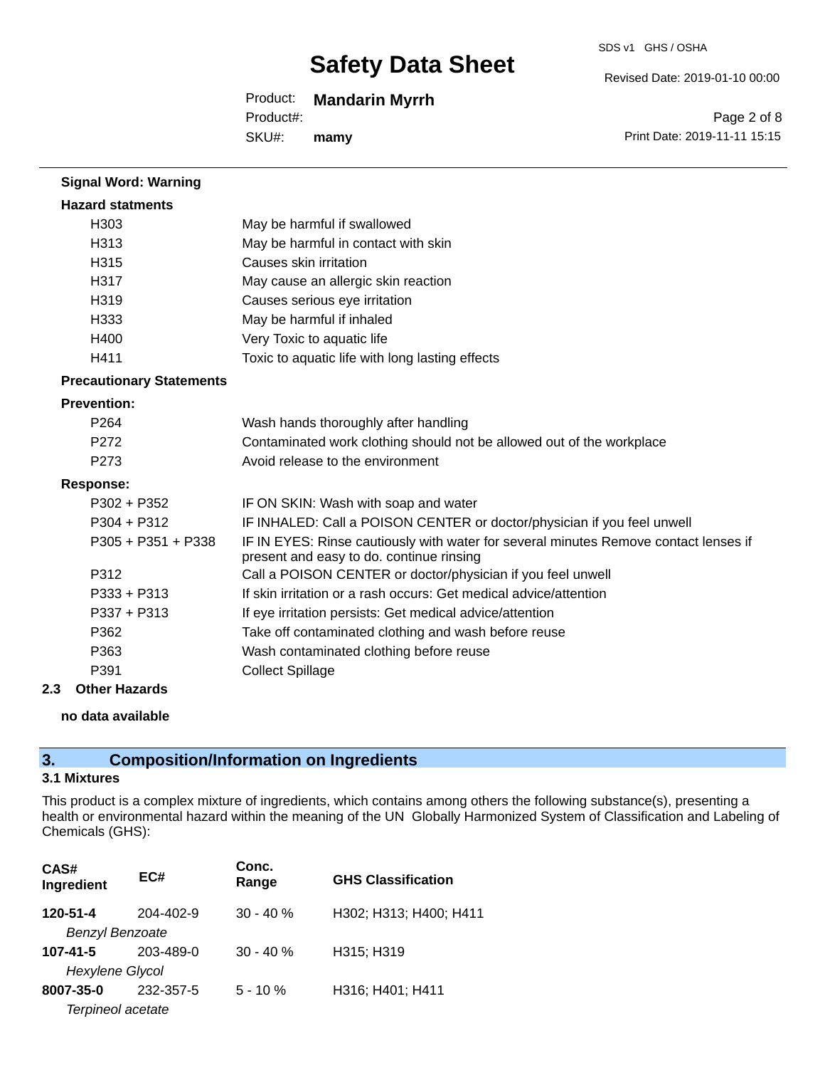**Signal Word: Warning**

**Hazard statments**

| | |
|---|---|
| H303 | May be harmful if swallowed |
| H313 | May be harmful in contact with skin |
| H315 | Causes skin irritation |
| H317 | May cause an allergic skin reaction |
| H319 | Causes serious eye irritation |
| H333 | May be harmful if inhaled |
| H400 | Very Toxic to aquatic life |
| H411 | Toxic to aquatic life with long lasting effects |

**Precautionary Statements**

**Prevention:**

| | |
|---|---|
| P264 | Wash hands thoroughly after handling |
| P272 | Contaminated work clothing should not be allowed out of the workplace |
| P273 | Avoid release to the environment |

**Response:**

| | |
|---|---|
| P302 + P352 | IF ON SKIN: Wash with soap and water |
| P304 + P312 | IF INHALED: Call a POISON CENTER or doctor/physician if you feel unwell |
| P305 + P351 + P338 | IF IN EYES: Rinse cautiously with water for several minutes Remove contact lenses if present and easy to do. continue rinsing |
| P312 | Call a POISON CENTER or doctor/physician if you feel unwell |
| P333 + P313 | If skin irritation or a rash occurs: Get medical advice/attention |
| P337 + P313 | If eye irritation persists: Get medical advice/attention |
| P362 | Take off contaminated clothing and wash before reuse |
| P363 | Wash contaminated clothing before reuse |
| P391 | Collect Spillage |

### 2.3 Other Hazards

**no data available**

## 3. Composition/Information on Ingredients

### 3.1 Mixtures

This product is a complex mixture of ingredients, which contains among others the following substance(s), presenting a health or environmental hazard within the meaning of the UN Globally Harmonized System of Classification and Labeling of Chemicals (GHS):

| CAS# Ingredient | EC# | Conc. Range | GHS Classification |
|---|---|---|---|
| **120-51-4** *Benzyl Benzoate* | 204-402-9 | 30 - 40 % | H302; H313; H400; H411 |
| **107-41-5** *Hexylene Glycol* | 203-489-0 | 30 - 40 % | H315; H319 |
| **8007-35-0** *Terpineol acetate* | 232-357-5 | 5 - 10 % | H316; H401; H411 |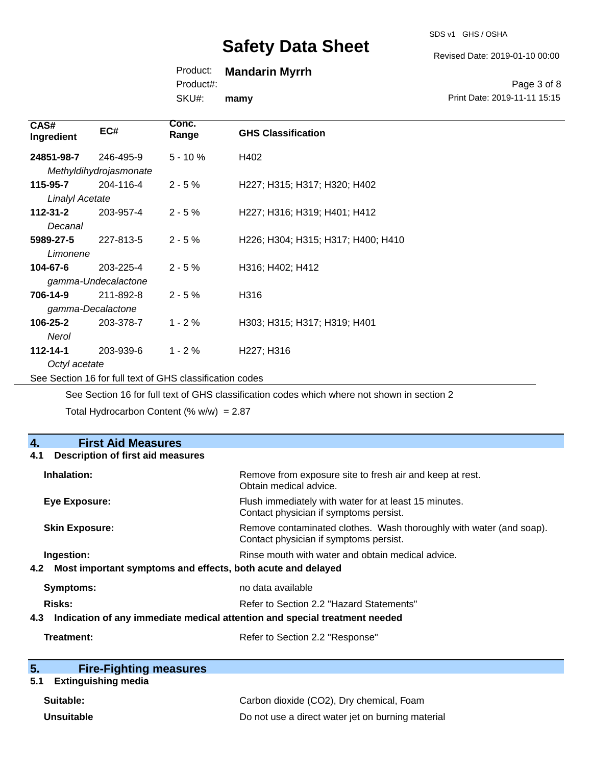| CAS# Ingredient | EC# | Conc. Range | GHS Classification |
|---|---|---|---|
| **24851-98-7** *Methyldihydrojasmonate* | 246-495-9 | 5 - 10 % | H402 |
| **115-95-7** *Linalyl Acetate* | 204-116-4 | 2 - 5 % | H227; H315; H317; H320; H402 |
| **112-31-2** *Decanal* | 203-957-4 | 2 - 5 % | H227; H316; H319; H401; H412 |
| **5989-27-5** *Limonene* | 227-813-5 | 2 - 5 % | H226; H304; H315; H317; H400; H410 |
| **104-67-6** *gamma-Undecalactone* | 203-225-4 | 2 - 5 % | H316; H402; H412 |
| **706-14-9** *gamma-Decalactone* | 211-892-8 | 2 - 5 % | H316 |
| **106-25-2** *Nerol* | 203-378-7 | 1 - 2 % | H303; H315; H317; H319; H401 |
| **112-14-1** *Octyl acetate* | 203-939-6 | 1 - 2 % | H227; H316 |

See Section 16 for full text of GHS classification codes

See Section 16 for full text of GHS classification codes which where not shown in section 2

Total Hydrocarbon Content (% w/w) = 2.87

## 4. First Aid Measures

### 4.1 Description of first aid measures

**Inhalation:** Remove from exposure site to fresh air and keep at rest. Obtain medical advice.

**Eye Exposure:** Flush immediately with water for at least 15 minutes. Contact physician if symptoms persist.

**Skin Exposure:** Remove contaminated clothes. Wash thoroughly with water (and soap). Contact physician if symptoms persist.

**Ingestion:** Rinse mouth with water and obtain medical advice.

### 4.2 Most important symptoms and effects, both acute and delayed

**Symptoms:** no data available

**Risks:** Refer to Section 2.2 "Hazard Statements"

### 4.3 Indication of any immediate medical attention and special treatment needed

**Treatment:** Refer to Section 2.2 "Response"

## 5. Fire-Fighting measures

### 5.1 Extinguishing media

**Suitable:** Carbon dioxide ($CO_2$), Dry chemical, Foam

**Unsuitable** Do not use a direct water jet on burning material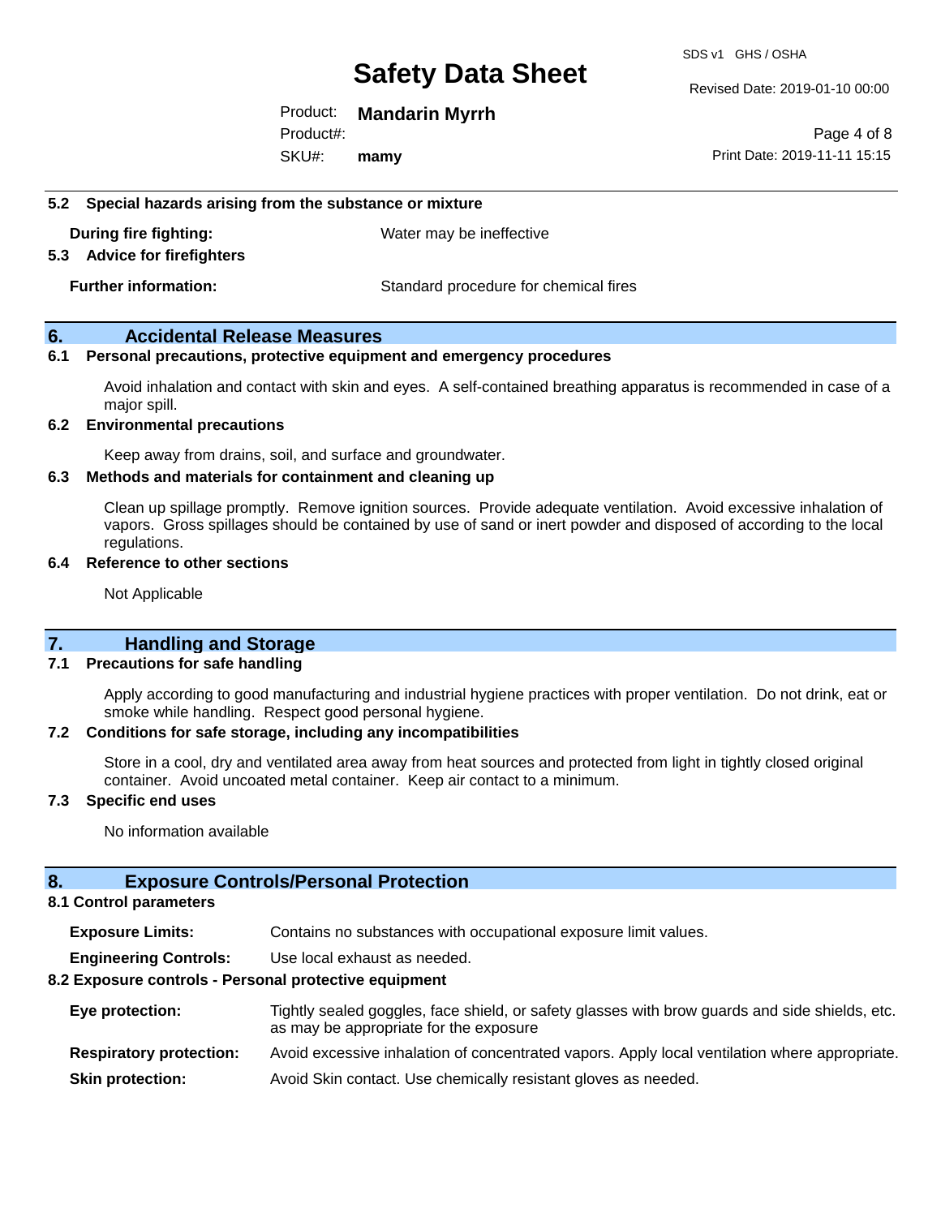### 5.2 Special hazards arising from the substance or mixture

**During fire fighting:** Water may be ineffective

### 5.3 Advice for firefighters

**Further information:** Standard procedure for chemical fires

## 6. Accidental Release Measures

### 6.1 Personal precautions, protective equipment and emergency procedures

Avoid inhalation and contact with skin and eyes. A self-contained breathing apparatus is recommended in case of a major spill.

### 6.2 Environmental precautions

Keep away from drains, soil, and surface and groundwater.

### 6.3 Methods and materials for containment and cleaning up

Clean up spillage promptly. Remove ignition sources. Provide adequate ventilation. Avoid excessive inhalation of vapors. Gross spillages should be contained by use of sand or inert powder and disposed of according to the local regulations.

### 6.4 Reference to other sections

Not Applicable

## 7. Handling and Storage

### 7.1 Precautions for safe handling

Apply according to good manufacturing and industrial hygiene practices with proper ventilation. Do not drink, eat or smoke while handling. Respect good personal hygiene.

### 7.2 Conditions for safe storage, including any incompatibilities

Store in a cool, dry and ventilated area away from heat sources and protected from light in tightly closed original container. Avoid uncoated metal container. Keep air contact to a minimum.

### 7.3 Specific end uses

No information available

## 8. Exposure Controls/Personal Protection

### 8.1 Control parameters

**Exposure Limits:** Contains no substances with occupational exposure limit values.

**Engineering Controls:** Use local exhaust as needed.

### 8.2 Exposure controls - Personal protective equipment

**Eye protection:** Tightly sealed goggles, face shield, or safety glasses with brow guards and side shields, etc. as may be appropriate for the exposure

**Respiratory protection:** Avoid excessive inhalation of concentrated vapors. Apply local ventilation where appropriate.

**Skin protection:** Avoid Skin contact. Use chemically resistant gloves as needed.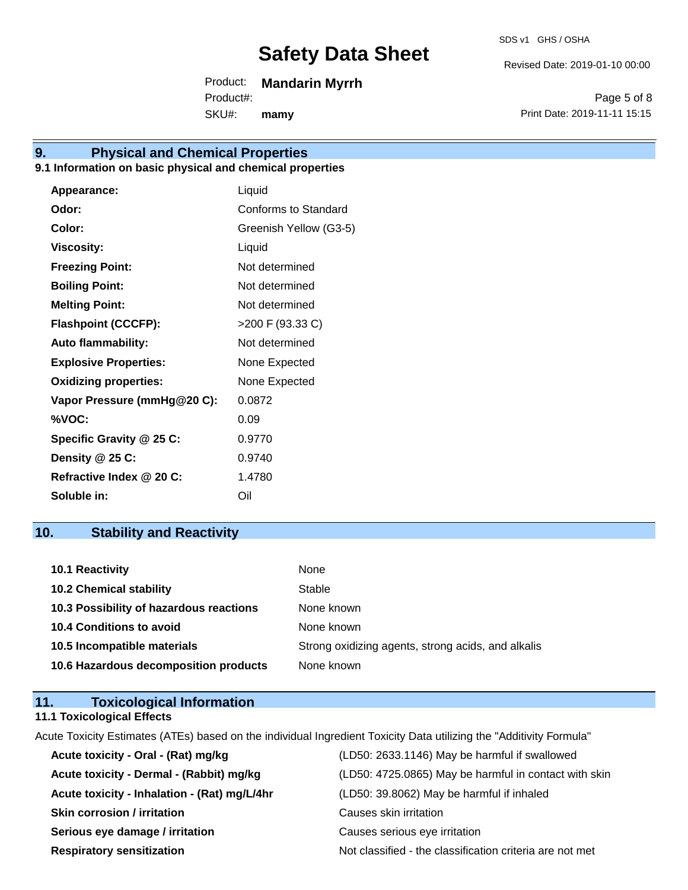## 9. Physical and Chemical Properties

### 9.1 Information on basic physical and chemical properties

| | |
|---|---|
| **Appearance:** | Liquid |
| **Odor:** | Conforms to Standard |
| **Color:** | Greenish Yellow (G3-5) |
| **Viscosity:** | Liquid |
| **Freezing Point:** | Not determined |
| **Boiling Point:** | Not determined |
| **Melting Point:** | Not determined |
| **Flashpoint (CCCFP):** | >200 F (93.33 C) |
| **Auto flammability:** | Not determined |
| **Explosive Properties:** | None Expected |
| **Oxidizing properties:** | None Expected |
| **Vapor Pressure (mmHg@20 C):** | 0.0872 |
| **%VOC:** | 0.09 |
| **Specific Gravity @ 25 C:** | 0.9770 |
| **Density @ 25 C:** | 0.9740 |
| **Refractive Index @ 20 C:** | 1.4780 |
| **Soluble in:** | Oil |

## 10. Stability and Reactivity

| | |
|---|---|
| **10.1 Reactivity** | None |
| **10.2 Chemical stability** | Stable |
| **10.3 Possibility of hazardous reactions** | None known |
| **10.4 Conditions to avoid** | None known |
| **10.5 Incompatible materials** | Strong oxidizing agents, strong acids, and alkalis |
| **10.6 Hazardous decomposition products** | None known |

## 11. Toxicological Information

### 11.1 Toxicological Effects

Acute Toxicity Estimates (ATEs) based on the individual Ingredient Toxicity Data utilizing the "Additivity Formula"

| | |
|---|---|
| **Acute toxicity - Oral - (Rat) mg/kg** | (LD50: 2633.1146) May be harmful if swallowed |
| **Acute toxicity - Dermal - (Rabbit) mg/kg** | (LD50: 4725.0865) May be harmful in contact with skin |
| **Acute toxicity - Inhalation - (Rat) mg/L/4hr** | (LD50: 39.8062) May be harmful if inhaled |
| **Skin corrosion / irritation** | Causes skin irritation |
| **Serious eye damage / irritation** | Causes serious eye irritation |
| **Respiratory sensitization** | Not classified - the classification criteria are not met |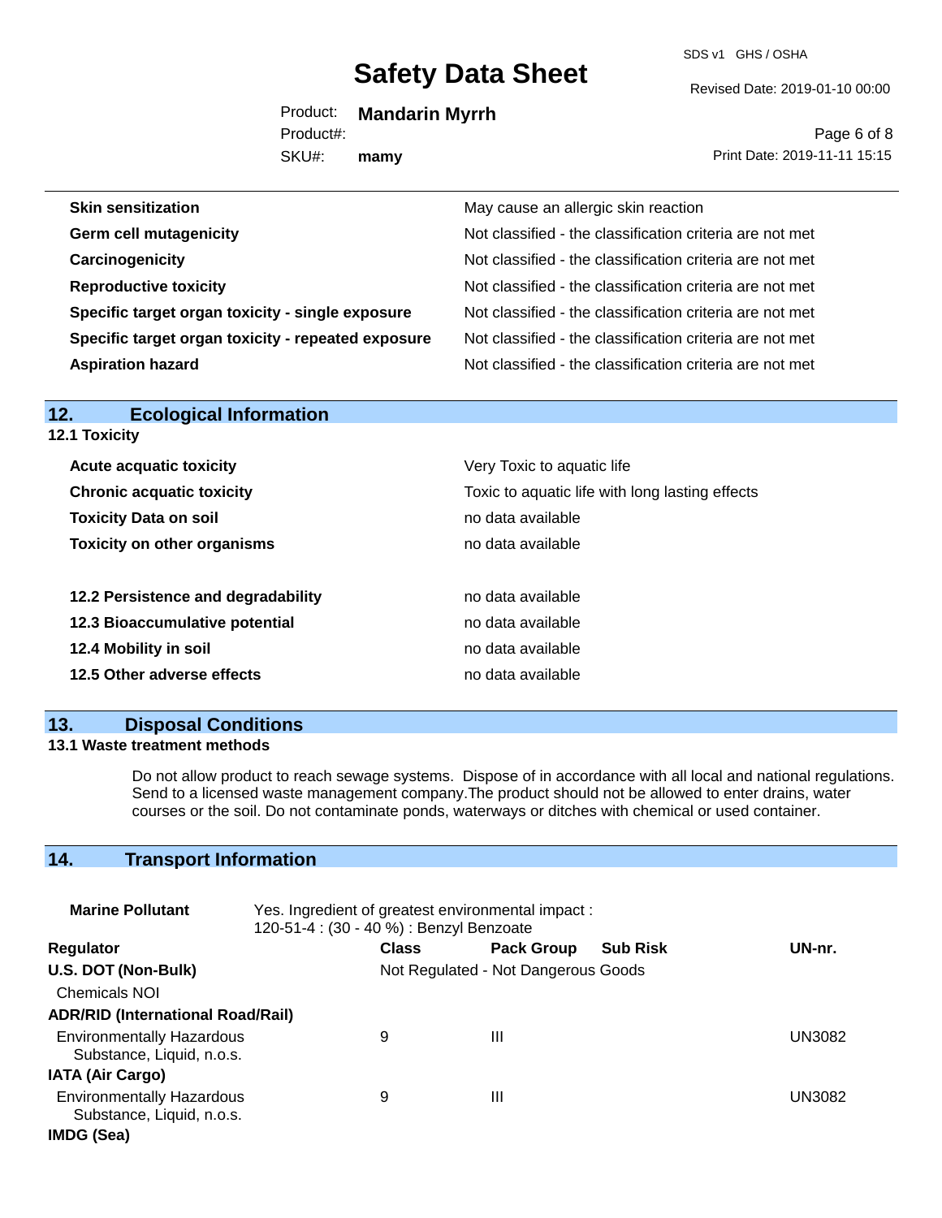| | |
|---|---|
| **Skin sensitization** | May cause an allergic skin reaction |
| **Germ cell mutagenicity** | Not classified - the classification criteria are not met |
| **Carcinogenicity** | Not classified - the classification criteria are not met |
| **Reproductive toxicity** | Not classified - the classification criteria are not met |
| **Specific target organ toxicity - single exposure** | Not classified - the classification criteria are not met |
| **Specific target organ toxicity - repeated exposure** | Not classified - the classification criteria are not met |
| **Aspiration hazard** | Not classified - the classification criteria are not met |

## 12. Ecological Information

**12.1 Toxicity**

| | |
|---|---|
| **Acute acquatic toxicity** | Very Toxic to aquatic life |
| **Chronic acquatic toxicity** | Toxic to aquatic life with long lasting effects |
| **Toxicity Data on soil** | no data available |
| **Toxicity on other organisms** | no data available |

| | |
|---|---|
| **12.2 Persistence and degradability** | no data available |
| **12.3 Bioaccumulative potential** | no data available |
| **12.4 Mobility in soil** | no data available |
| **12.5 Other adverse effects** | no data available |

## 13. Disposal Conditions

**13.1 Waste treatment methods**

Do not allow product to reach sewage systems. Dispose of in accordance with all local and national regulations. Send to a licensed waste management company.The product should not be allowed to enter drains, water courses or the soil. Do not contaminate ponds, waterways or ditches with chemical or used container.

## 14. Transport Information

**Marine Pollutant** Yes. Ingredient of greatest environmental impact :
120-51-4 : (30 - 40 %) : Benzyl Benzoate

| Regulator | Class | Pack Group | Sub Risk | UN-nr. |
|---|---|---|---|---|
| **U.S. DOT (Non-Bulk)** | Not Regulated - Not Dangerous Goods | | | |
| Chemicals NOI | | | | |
| **ADR/RID (International Road/Rail)** | | | | |
| Environmentally Hazardous Substance, Liquid, n.o.s. | 9 | III | | UN3082 |
| **IATA (Air Cargo)** | | | | |
| Environmentally Hazardous Substance, Liquid, n.o.s. | 9 | III | | UN3082 |
| **IMDG (Sea)** | | | | |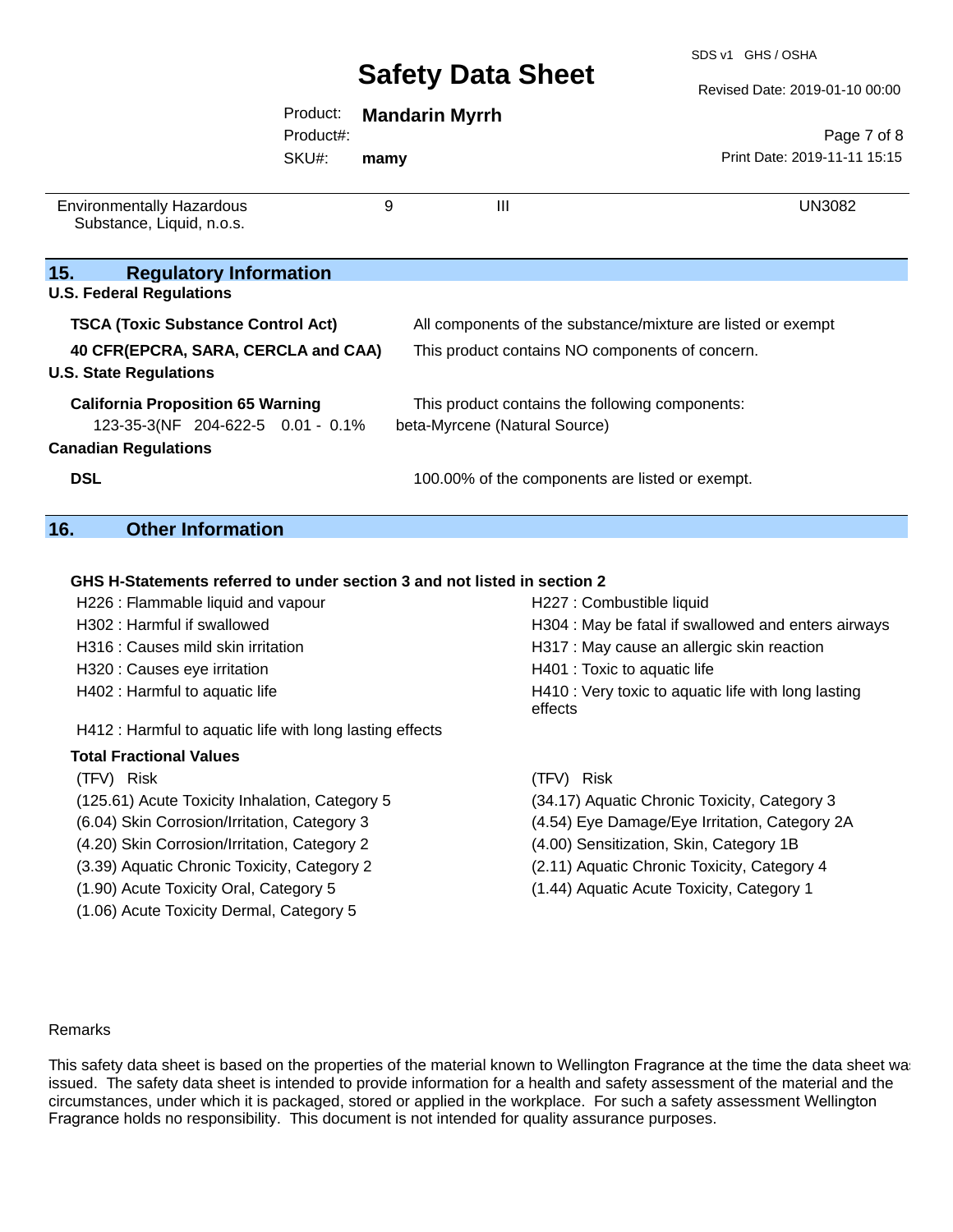| | | | |
|---|---|---|---|
| Environmentally Hazardous Substance, Liquid, n.o.s. | 9 | III | UN3082 |

## 15. Regulatory Information

**U.S. Federal Regulations**

| | |
|---|---|
| **TSCA (Toxic Substance Control Act)** | All components of the substance/mixture are listed or exempt |
| **40 CFR(EPCRA, SARA, CERCLA and CAA)** | This product contains NO components of concern. |

**U.S. State Regulations**

| | |
|---|---|
| **California Proposition 65 Warning** | This product contains the following components: |
| 123-35-3(NF 204-622-5 0.01 - 0.1% | beta-Myrcene (Natural Source) |

**Canadian Regulations**

| | |
|---|---|
| **DSL** | 100.00% of the components are listed or exempt. |

## 16. Other Information

**GHS H-Statements referred to under section 3 and not listed in section 2**

- H226 : Flammable liquid and vapour
- H227 : Combustible liquid
- H302 : Harmful if swallowed
- H304 : May be fatal if swallowed and enters airways
- H316 : Causes mild skin irritation
- H317 : May cause an allergic skin reaction
- H320 : Causes eye irritation
- H401 : Toxic to aquatic life
- H402 : Harmful to aquatic life
- H410 : Very toxic to aquatic life with long lasting effects
- H412 : Harmful to aquatic life with long lasting effects

**Total Fractional Values**

| (TFV) Risk | (TFV) Risk |
|---|---|
| (125.61) Acute Toxicity Inhalation, Category 5 | (34.17) Aquatic Chronic Toxicity, Category 3 |
| (6.04) Skin Corrosion/Irritation, Category 3 | (4.54) Eye Damage/Eye Irritation, Category 2A |
| (4.20) Skin Corrosion/Irritation, Category 2 | (4.00) Sensitization, Skin, Category 1B |
| (3.39) Aquatic Chronic Toxicity, Category 2 | (2.11) Aquatic Chronic Toxicity, Category 4 |
| (1.90) Acute Toxicity Oral, Category 5 | (1.44) Aquatic Acute Toxicity, Category 1 |
| (1.06) Acute Toxicity Dermal, Category 5 | |

Remarks

This safety data sheet is based on the properties of the material known to Wellington Fragrance at the time the data sheet was issued. The safety data sheet is intended to provide information for a health and safety assessment of the material and the circumstances, under which it is packaged, stored or applied in the workplace. For such a safety assessment Wellington Fragrance holds no responsibility. This document is not intended for quality assurance purposes.